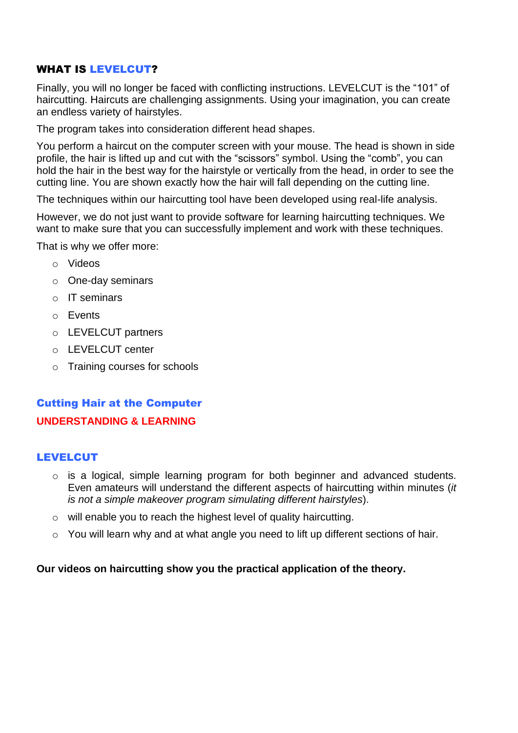## WHAT IS LEVELCUT?

Finally, you will no longer be faced with conflicting instructions. LEVELCUT is the “101” of haircutting. Haircuts are challenging assignments. Using your imagination, you can create an endless variety of hairstyles.

The program takes into consideration different head shapes.

You perform a haircut on the computer screen with your mouse. The head is shown in side profile, the hair is lifted up and cut with the “scissors” symbol. Using the “comb”, you can hold the hair in the best way for the hairstyle or vertically from the head, in order to see the cutting line. You are shown exactly how the hair will fall depending on the cutting line.

The techniques within our haircutting tool have been developed using real-life analysis.

However, we do not just want to provide software for learning haircutting techniques. We want to make sure that you can successfully implement and work with these techniques.

That is why we offer more:

- Videos
- One-day seminars
- IT seminars
- Events
- LEVELCUT partners
- LEVELCUT center
- Training courses for schools

## Cutting Hair at the Computer

### UNDERSTANDING & LEARNING

## LEVELCUT

- is a logical, simple learning program for both beginner and advanced students. Even amateurs will understand the different aspects of haircutting within minutes (*it is not a simple makeover program simulating different hairstyles*).
- will enable you to reach the highest level of quality haircutting.
- You will learn why and at what angle you need to lift up different sections of hair.

**Our videos on haircutting show you the practical application of the theory.**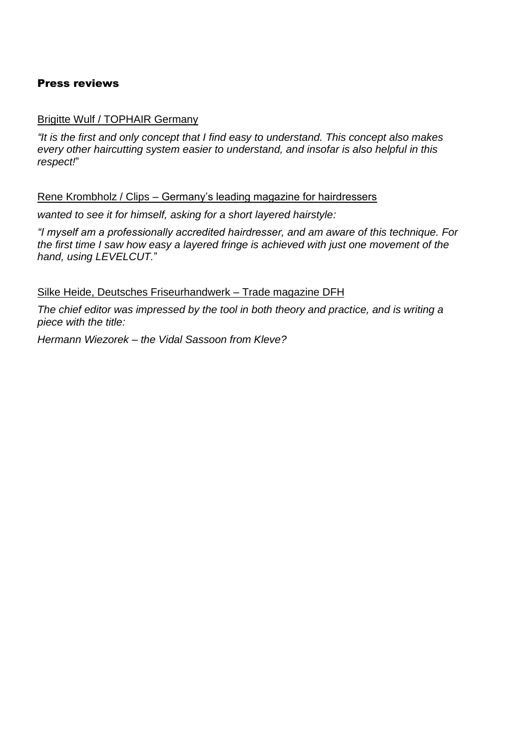## Press reviews

<u>Brigitte Wulf / TOPHAIR Germany</u>

*“It is the first and only concept that I find easy to understand. This concept also makes every other haircutting system easier to understand, and insofar is also helpful in this respect!*”

<u>Rene Krombholz / Clips – Germany’s leading magazine for hairdressers</u>

*wanted to see it for himself, asking for a short layered hairstyle:*

*“I myself am a professionally accredited hairdresser, and am aware of this technique. For the first time I saw how easy a layered fringe is achieved with just one movement of the hand, using LEVELCUT.*”

<u>Silke Heide, Deutsches Friseurhandwerk – Trade magazine DFH</u>

*The chief editor was impressed by the tool in both theory and practice, and is writing a piece with the title:*

*Hermann Wiezorek – the Vidal Sassoon from Kleve?*